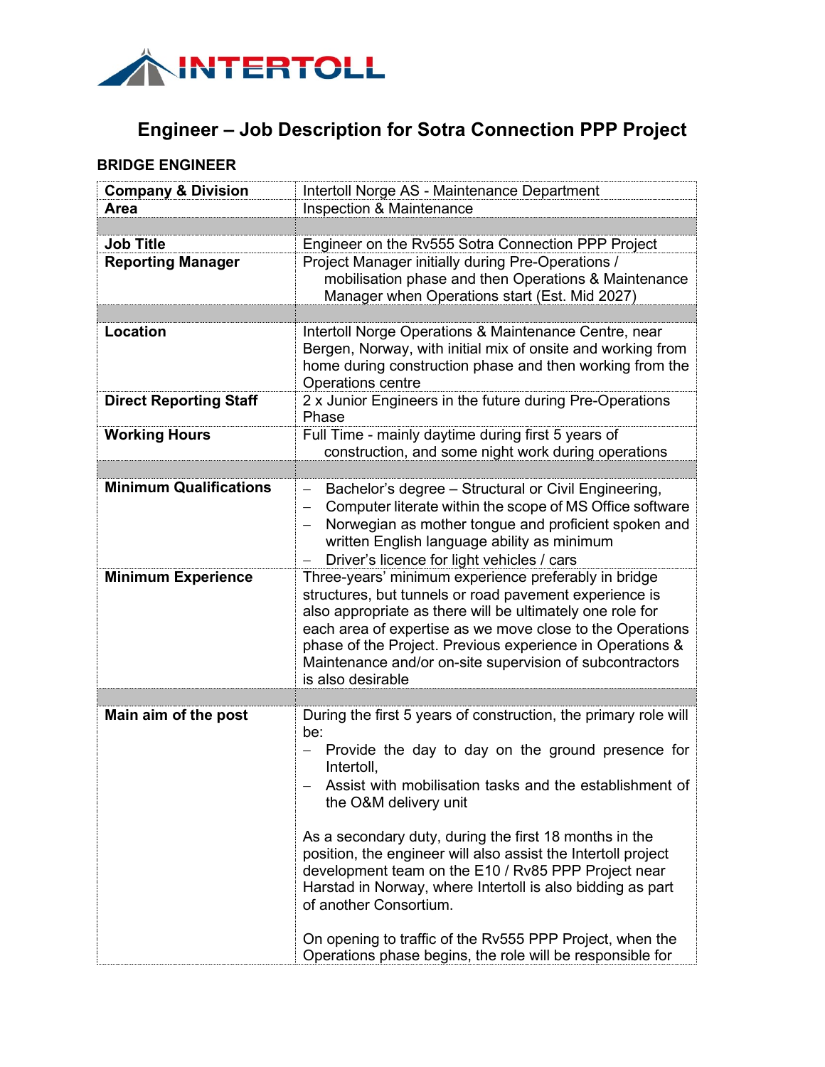# Engineer – Job Description for Sotra Connection PPP Project

## BRIDGE ENGINEER

| | |
|---|---|
| **Company & Division** | Intertoll Norge AS - Maintenance Department |
| **Area** | Inspection & Maintenance |
| | |
| **Job Title** | Engineer on the Rv555 Sotra Connection PPP Project |
| **Reporting Manager** | Project Manager initially during Pre-Operations / mobilisation phase and then Operations & Maintenance Manager when Operations start (Est. Mid 2027) |
| | |
| **Location** | Intertoll Norge Operations & Maintenance Centre, near Bergen, Norway, with initial mix of onsite and working from home during construction phase and then working from the Operations centre |
| **Direct Reporting Staff** | 2 x Junior Engineers in the future during Pre-Operations Phase |
| **Working Hours** | Full Time - mainly daytime during first 5 years of construction, and some night work during operations |
| | |
| **Minimum Qualifications** | – Bachelor's degree – Structural or Civil Engineering,<br>– Computer literate within the scope of MS Office software<br>– Norwegian as mother tongue and proficient spoken and written English language ability as minimum<br>– Driver's licence for light vehicles / cars |
| **Minimum Experience** | Three-years' minimum experience preferably in bridge structures, but tunnels or road pavement experience is also appropriate as there will be ultimately one role for each area of expertise as we move close to the Operations phase of the Project. Previous experience in Operations & Maintenance and/or on-site supervision of subcontractors is also desirable |
| | |
| **Main aim of the post** | During the first 5 years of construction, the primary role will be:<br>– Provide the day to day on the ground presence for Intertoll,<br>– Assist with mobilisation tasks and the establishment of the O&M delivery unit<br><br>As a secondary duty, during the first 18 months in the position, the engineer will also assist the Intertoll project development team on the E10 / Rv85 PPP Project near Harstad in Norway, where Intertoll is also bidding as part of another Consortium.<br><br>On opening to traffic of the Rv555 PPP Project, when the Operations phase begins, the role will be responsible for |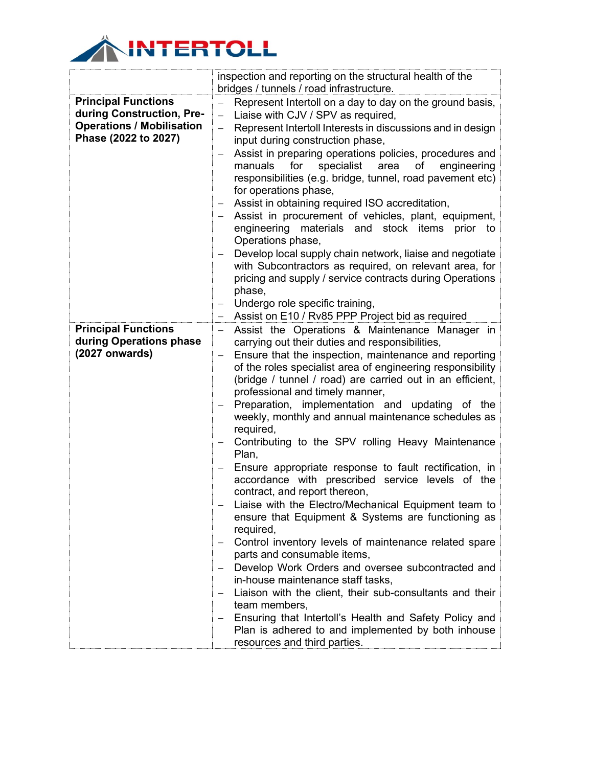| | |
|---|---|
| | inspection and reporting on the structural health of the bridges / tunnels / road infrastructure. |
| **Principal Functions during Construction, Pre-Operations / Mobilisation Phase (2022 to 2027)** | – Represent Intertoll on a day to day on the ground basis,<br>– Liaise with CJV / SPV as required,<br>– Represent Intertoll Interests in discussions and in design input during construction phase,<br>– Assist in preparing operations policies, procedures and manuals for specialist area of engineering responsibilities (e.g. bridge, tunnel, road pavement etc) for operations phase,<br>– Assist in obtaining required ISO accreditation,<br>– Assist in procurement of vehicles, plant, equipment, engineering materials and stock items prior to Operations phase,<br>– Develop local supply chain network, liaise and negotiate with Subcontractors as required, on relevant area, for pricing and supply / service contracts during Operations phase,<br>– Undergo role specific training,<br>– Assist on E10 / Rv85 PPP Project bid as required |
| **Principal Functions during Operations phase (2027 onwards)** | – Assist the Operations & Maintenance Manager in carrying out their duties and responsibilities,<br>– Ensure that the inspection, maintenance and reporting of the roles specialist area of engineering responsibility (bridge / tunnel / road) are carried out in an efficient, professional and timely manner,<br>– Preparation, implementation and updating of the weekly, monthly and annual maintenance schedules as required,<br>– Contributing to the SPV rolling Heavy Maintenance Plan,<br>– Ensure appropriate response to fault rectification, in accordance with prescribed service levels of the contract, and report thereon,<br>– Liaise with the Electro/Mechanical Equipment team to ensure that Equipment & Systems are functioning as required,<br>– Control inventory levels of maintenance related spare parts and consumable items,<br>– Develop Work Orders and oversee subcontracted and in-house maintenance staff tasks,<br>– Liaison with the client, their sub-consultants and their team members,<br>– Ensuring that Intertoll's Health and Safety Policy and Plan is adhered to and implemented by both inhouse resources and third parties. |